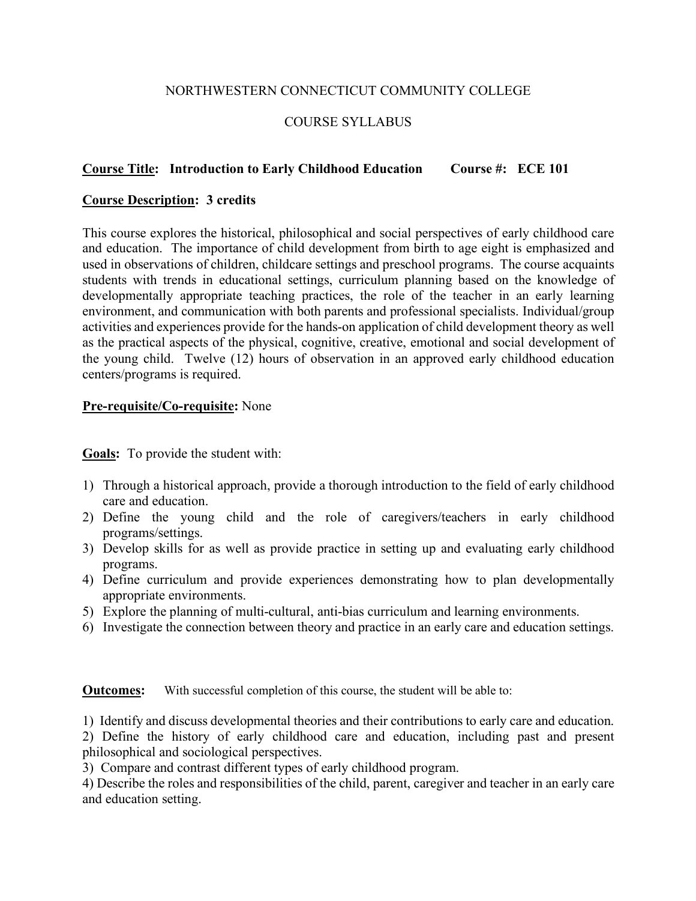NORTHWESTERN CONNECTICUT COMMUNITY COLLEGE

COURSE SYLLABUS

**Course Title: Introduction to Early Childhood Education        Course #: ECE 101**

**Course Description: 3 credits**

This course explores the historical, philosophical and social perspectives of early childhood care and education. The importance of child development from birth to age eight is emphasized and used in observations of children, childcare settings and preschool programs. The course acquaints students with trends in educational settings, curriculum planning based on the knowledge of developmentally appropriate teaching practices, the role of the teacher in an early learning environment, and communication with both parents and professional specialists. Individual/group activities and experiences provide for the hands-on application of child development theory as well as the practical aspects of the physical, cognitive, creative, emotional and social development of the young child. Twelve (12) hours of observation in an approved early childhood education centers/programs is required.

**Pre-requisite/Co-requisite:** None

**Goals:** To provide the student with:

1) Through a historical approach, provide a thorough introduction to the field of early childhood care and education.
2) Define the young child and the role of caregivers/teachers in early childhood programs/settings.
3) Develop skills for as well as provide practice in setting up and evaluating early childhood programs.
4) Define curriculum and provide experiences demonstrating how to plan developmentally appropriate environments.
5) Explore the planning of multi-cultural, anti-bias curriculum and learning environments.
6) Investigate the connection between theory and practice in an early care and education settings.

**Outcomes:** With successful completion of this course, the student will be able to:

1) Identify and discuss developmental theories and their contributions to early care and education.
2) Define the history of early childhood care and education, including past and present philosophical and sociological perspectives.
3) Compare and contrast different types of early childhood program.
4) Describe the roles and responsibilities of the child, parent, caregiver and teacher in an early care and education setting.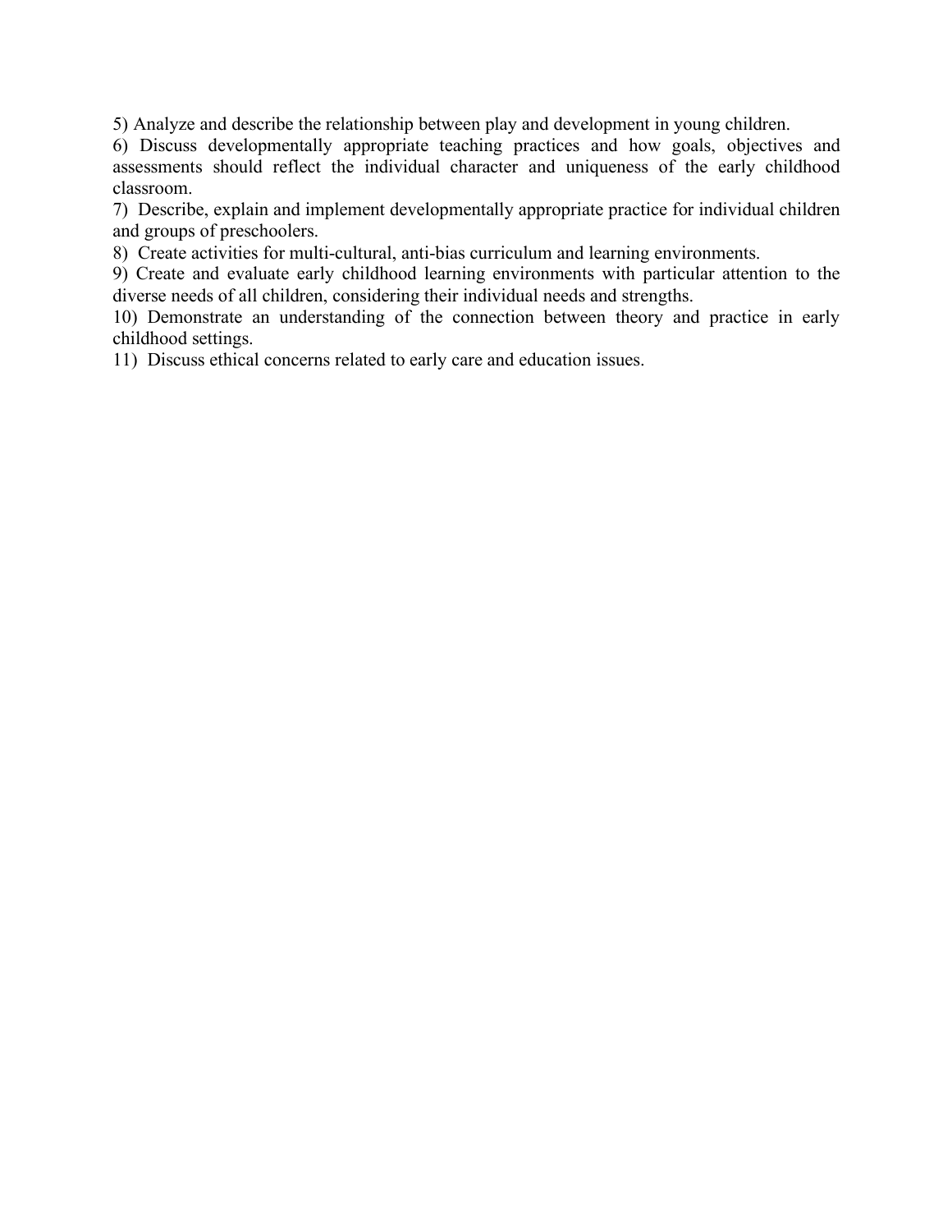5) Analyze and describe the relationship between play and development in young children.

6) Discuss developmentally appropriate teaching practices and how goals, objectives and assessments should reflect the individual character and uniqueness of the early childhood classroom.

7) Describe, explain and implement developmentally appropriate practice for individual children and groups of preschoolers.

8) Create activities for multi-cultural, anti-bias curriculum and learning environments.

9) Create and evaluate early childhood learning environments with particular attention to the diverse needs of all children, considering their individual needs and strengths.

10) Demonstrate an understanding of the connection between theory and practice in early childhood settings.

11) Discuss ethical concerns related to early care and education issues.